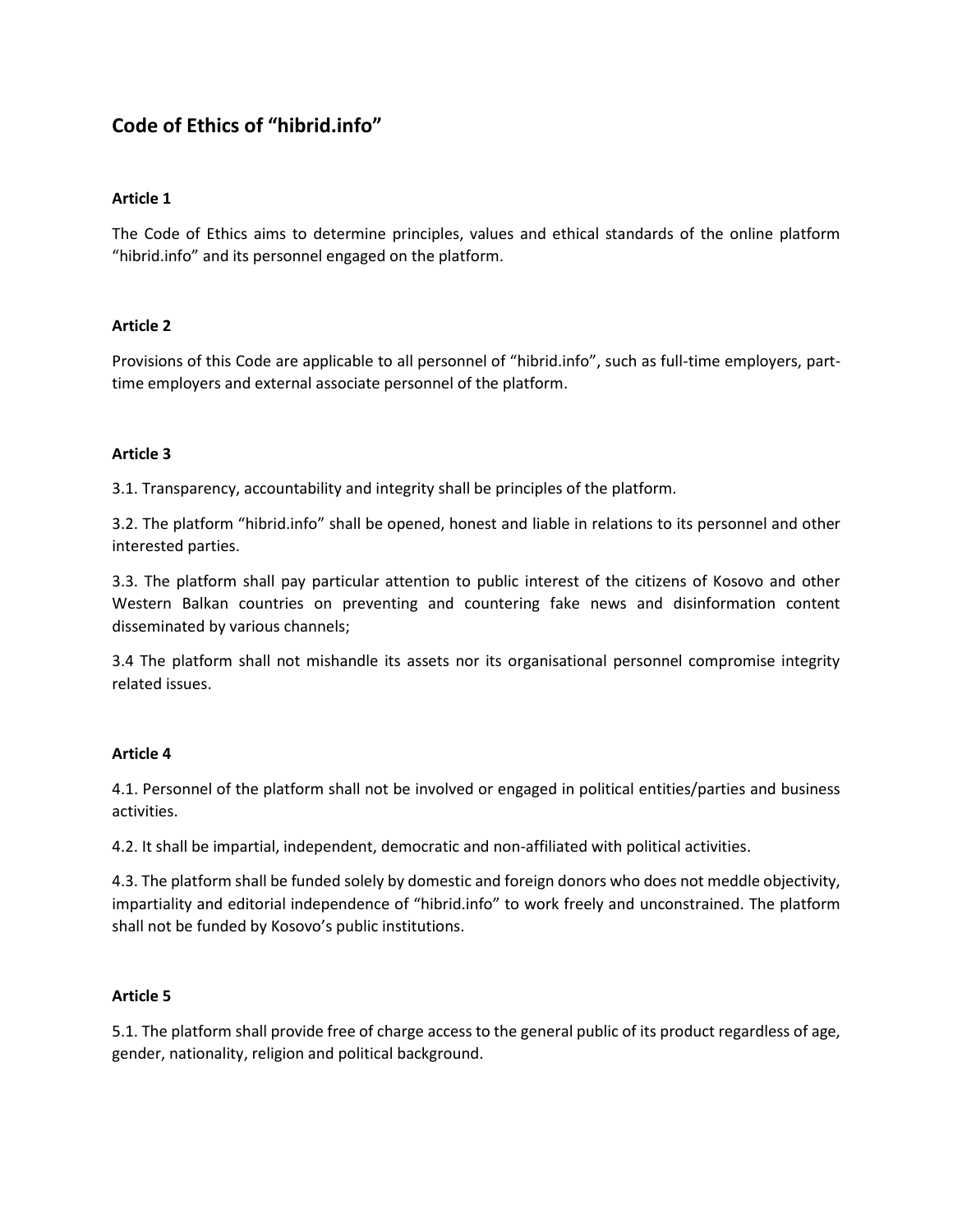## Code of Ethics of "hibrid.info"

### Article 1

The Code of Ethics aims to determine principles, values and ethical standards of the online platform "hibrid.info" and its personnel engaged on the platform.

### Article 2

Provisions of this Code are applicable to all personnel of "hibrid.info", such as full-time employers, part-time employers and external associate personnel of the platform.

### Article 3

3.1. Transparency, accountability and integrity shall be principles of the platform.

3.2. The platform "hibrid.info" shall be opened, honest and liable in relations to its personnel and other interested parties.

3.3. The platform shall pay particular attention to public interest of the citizens of Kosovo and other Western Balkan countries on preventing and countering fake news and disinformation content disseminated by various channels;

3.4 The platform shall not mishandle its assets nor its organisational personnel compromise integrity related issues.

### Article 4

4.1. Personnel of the platform shall not be involved or engaged in political entities/parties and business activities.

4.2. It shall be impartial, independent, democratic and non-affiliated with political activities.

4.3. The platform shall be funded solely by domestic and foreign donors who does not meddle objectivity, impartiality and editorial independence of "hibrid.info" to work freely and unconstrained. The platform shall not be funded by Kosovo's public institutions.

### Article 5

5.1. The platform shall provide free of charge access to the general public of its product regardless of age, gender, nationality, religion and political background.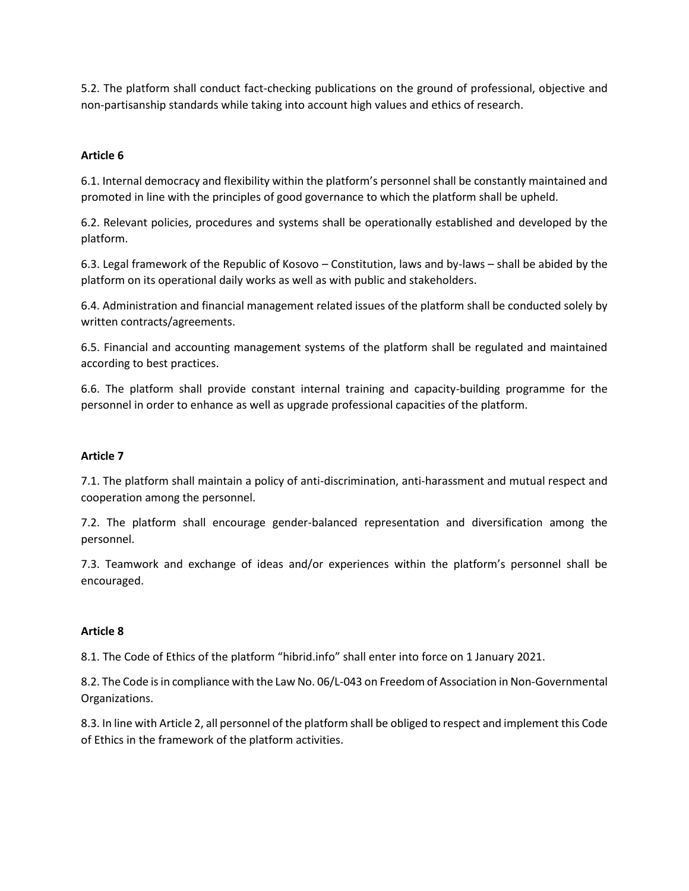5.2. The platform shall conduct fact-checking publications on the ground of professional, objective and non-partisanship standards while taking into account high values and ethics of research.

**Article 6**

6.1. Internal democracy and flexibility within the platform's personnel shall be constantly maintained and promoted in line with the principles of good governance to which the platform shall be upheld.

6.2. Relevant policies, procedures and systems shall be operationally established and developed by the platform.

6.3. Legal framework of the Republic of Kosovo – Constitution, laws and by-laws – shall be abided by the platform on its operational daily works as well as with public and stakeholders.

6.4. Administration and financial management related issues of the platform shall be conducted solely by written contracts/agreements.

6.5. Financial and accounting management systems of the platform shall be regulated and maintained according to best practices.

6.6. The platform shall provide constant internal training and capacity-building programme for the personnel in order to enhance as well as upgrade professional capacities of the platform.

**Article 7**

7.1. The platform shall maintain a policy of anti-discrimination, anti-harassment and mutual respect and cooperation among the personnel.

7.2. The platform shall encourage gender-balanced representation and diversification among the personnel.

7.3. Teamwork and exchange of ideas and/or experiences within the platform's personnel shall be encouraged.

**Article 8**

8.1. The Code of Ethics of the platform "hibrid.info" shall enter into force on 1 January 2021.

8.2. The Code is in compliance with the Law No. 06/L-043 on Freedom of Association in Non-Governmental Organizations.

8.3. In line with Article 2, all personnel of the platform shall be obliged to respect and implement this Code of Ethics in the framework of the platform activities.